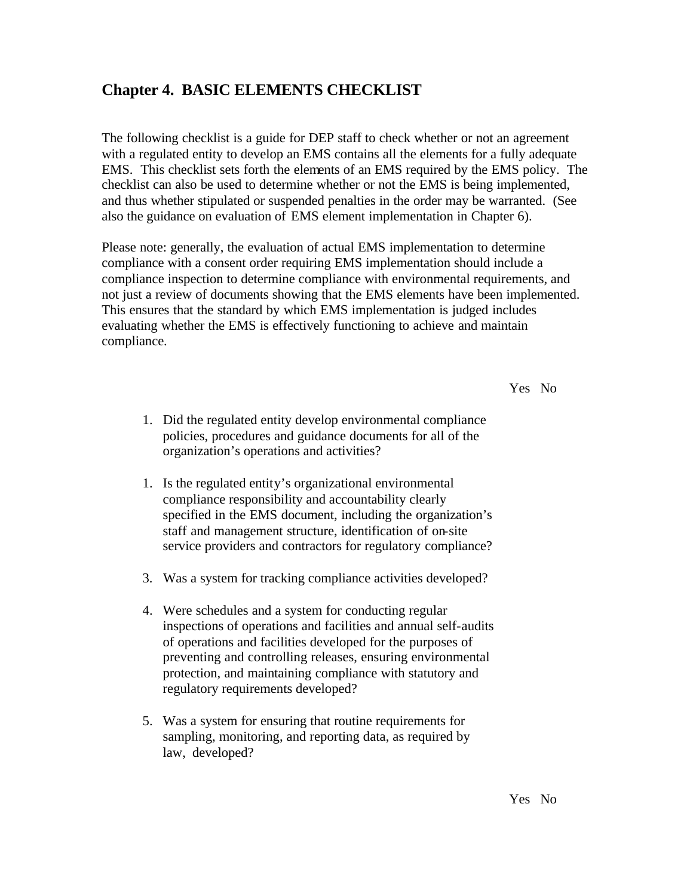## Chapter 4. BASIC ELEMENTS CHECKLIST

The following checklist is a guide for DEP staff to check whether or not an agreement with a regulated entity to develop an EMS contains all the elements for a fully adequate EMS. This checklist sets forth the elements of an EMS required by the EMS policy. The checklist can also be used to determine whether or not the EMS is being implemented, and thus whether stipulated or suspended penalties in the order may be warranted. (See also the guidance on evaluation of EMS element implementation in Chapter 6).

Please note: generally, the evaluation of actual EMS implementation to determine compliance with a consent order requiring EMS implementation should include a compliance inspection to determine compliance with environmental requirements, and not just a review of documents showing that the EMS elements have been implemented. This ensures that the standard by which EMS implementation is judged includes evaluating whether the EMS is effectively functioning to achieve and maintain compliance.

| | Yes | No |
|---|---|---|
| 1. Did the regulated entity develop environmental compliance policies, procedures and guidance documents for all of the organization's operations and activities? | | |
| 1. Is the regulated entity's organizational environmental compliance responsibility and accountability clearly specified in the EMS document, including the organization's staff and management structure, identification of on-site service providers and contractors for regulatory compliance? | | |
| 3. Was a system for tracking compliance activities developed? | | |
| 4. Were schedules and a system for conducting regular inspections of operations and facilities and annual self-audits of operations and facilities developed for the purposes of preventing and controlling releases, ensuring environmental protection, and maintaining compliance with statutory and regulatory requirements developed? | | |
| 5. Was a system for ensuring that routine requirements for sampling, monitoring, and reporting data, as required by law, developed? | | |

| | Yes | No |
|---|---|---|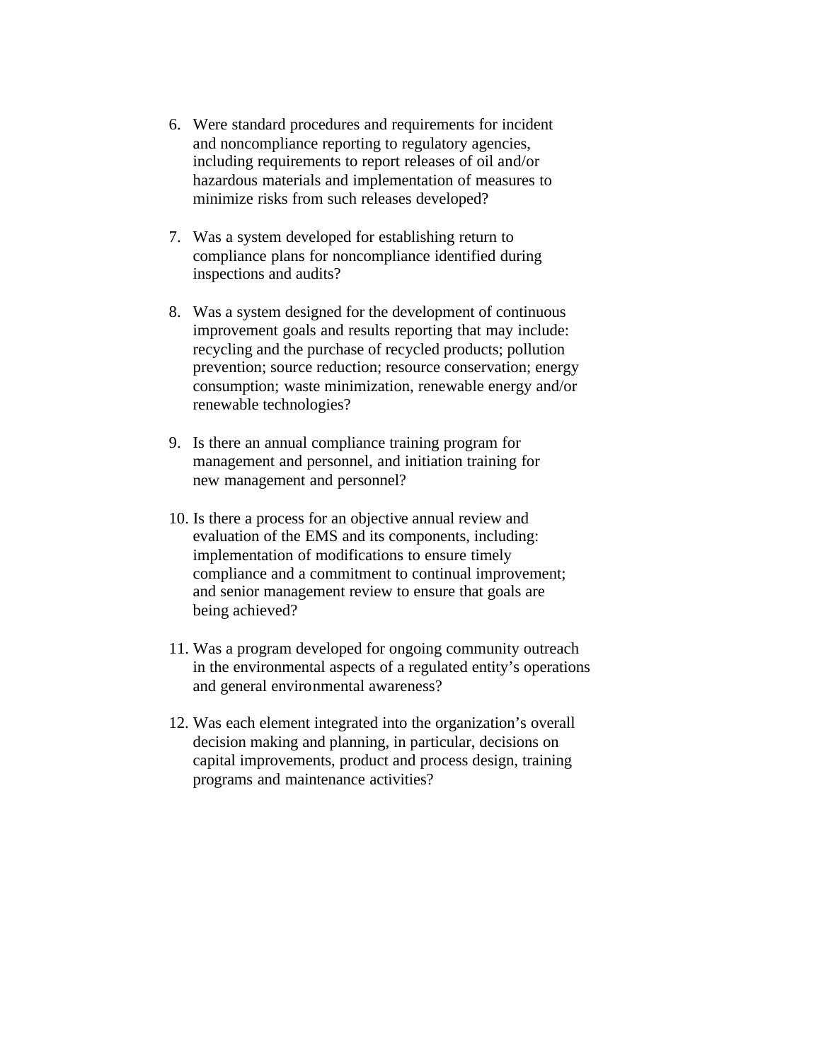6. Were standard procedures and requirements for incident and noncompliance reporting to regulatory agencies, including requirements to report releases of oil and/or hazardous materials and implementation of measures to minimize risks from such releases developed?

7. Was a system developed for establishing return to compliance plans for noncompliance identified during inspections and audits?

8. Was a system designed for the development of continuous improvement goals and results reporting that may include: recycling and the purchase of recycled products; pollution prevention; source reduction; resource conservation; energy consumption; waste minimization, renewable energy and/or renewable technologies?

9. Is there an annual compliance training program for management and personnel, and initiation training for new management and personnel?

10. Is there a process for an objective annual review and evaluation of the EMS and its components, including: implementation of modifications to ensure timely compliance and a commitment to continual improvement; and senior management review to ensure that goals are being achieved?

11. Was a program developed for ongoing community outreach in the environmental aspects of a regulated entity's operations and general environmental awareness?

12. Was each element integrated into the organization's overall decision making and planning, in particular, decisions on capital improvements, product and process design, training programs and maintenance activities?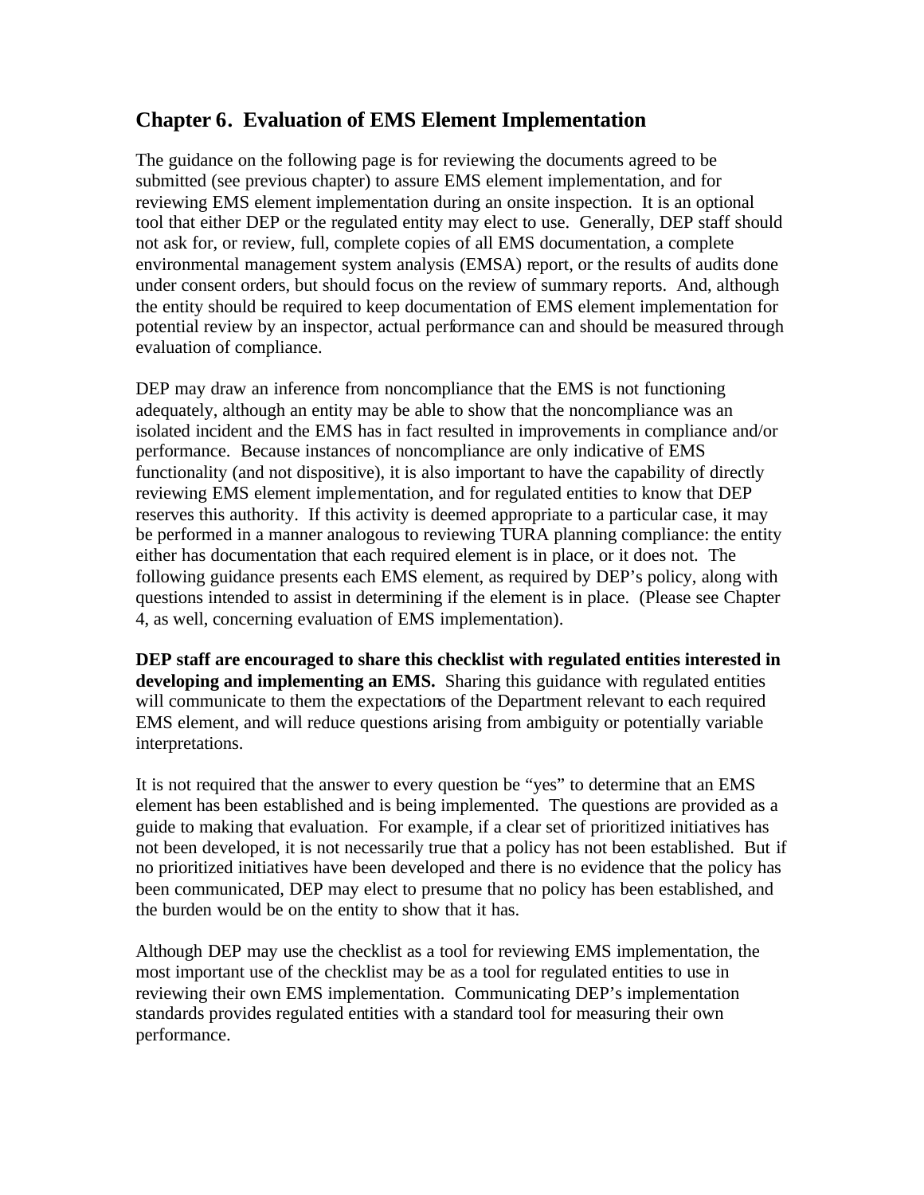## Chapter 6. Evaluation of EMS Element Implementation

The guidance on the following page is for reviewing the documents agreed to be submitted (see previous chapter) to assure EMS element implementation, and for reviewing EMS element implementation during an onsite inspection. It is an optional tool that either DEP or the regulated entity may elect to use. Generally, DEP staff should not ask for, or review, full, complete copies of all EMS documentation, a complete environmental management system analysis (EMSA) report, or the results of audits done under consent orders, but should focus on the review of summary reports. And, although the entity should be required to keep documentation of EMS element implementation for potential review by an inspector, actual performance can and should be measured through evaluation of compliance.

DEP may draw an inference from noncompliance that the EMS is not functioning adequately, although an entity may be able to show that the noncompliance was an isolated incident and the EMS has in fact resulted in improvements in compliance and/or performance. Because instances of noncompliance are only indicative of EMS functionality (and not dispositive), it is also important to have the capability of directly reviewing EMS element implementation, and for regulated entities to know that DEP reserves this authority. If this activity is deemed appropriate to a particular case, it may be performed in a manner analogous to reviewing TURA planning compliance: the entity either has documentation that each required element is in place, or it does not. The following guidance presents each EMS element, as required by DEP's policy, along with questions intended to assist in determining if the element is in place. (Please see Chapter 4, as well, concerning evaluation of EMS implementation).

**DEP staff are encouraged to share this checklist with regulated entities interested in developing and implementing an EMS.** Sharing this guidance with regulated entities will communicate to them the expectations of the Department relevant to each required EMS element, and will reduce questions arising from ambiguity or potentially variable interpretations.

It is not required that the answer to every question be "yes" to determine that an EMS element has been established and is being implemented. The questions are provided as a guide to making that evaluation. For example, if a clear set of prioritized initiatives has not been developed, it is not necessarily true that a policy has not been established. But if no prioritized initiatives have been developed and there is no evidence that the policy has been communicated, DEP may elect to presume that no policy has been established, and the burden would be on the entity to show that it has.

Although DEP may use the checklist as a tool for reviewing EMS implementation, the most important use of the checklist may be as a tool for regulated entities to use in reviewing their own EMS implementation. Communicating DEP's implementation standards provides regulated entities with a standard tool for measuring their own performance.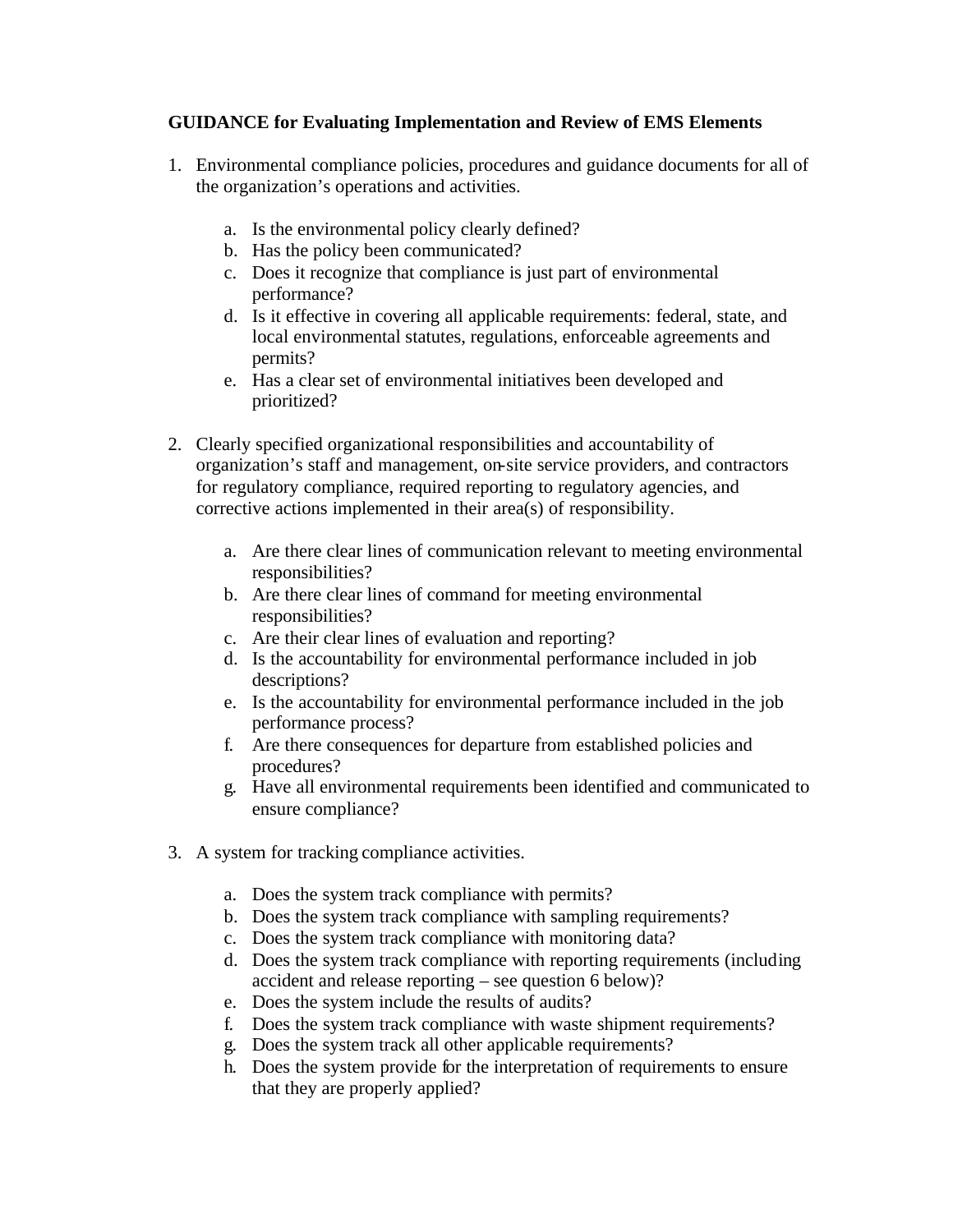**GUIDANCE for Evaluating Implementation and Review of EMS Elements**

1. Environmental compliance policies, procedures and guidance documents for all of the organization's operations and activities.

    a. Is the environmental policy clearly defined?
    b. Has the policy been communicated?
    c. Does it recognize that compliance is just part of environmental performance?
    d. Is it effective in covering all applicable requirements: federal, state, and local environmental statutes, regulations, enforceable agreements and permits?
    e. Has a clear set of environmental initiatives been developed and prioritized?

2. Clearly specified organizational responsibilities and accountability of organization's staff and management, on-site service providers, and contractors for regulatory compliance, required reporting to regulatory agencies, and corrective actions implemented in their area(s) of responsibility.

    a. Are there clear lines of communication relevant to meeting environmental responsibilities?
    b. Are there clear lines of command for meeting environmental responsibilities?
    c. Are their clear lines of evaluation and reporting?
    d. Is the accountability for environmental performance included in job descriptions?
    e. Is the accountability for environmental performance included in the job performance process?
    f. Are there consequences for departure from established policies and procedures?
    g. Have all environmental requirements been identified and communicated to ensure compliance?

3. A system for tracking compliance activities.

    a. Does the system track compliance with permits?
    b. Does the system track compliance with sampling requirements?
    c. Does the system track compliance with monitoring data?
    d. Does the system track compliance with reporting requirements (including accident and release reporting – see question 6 below)?
    e. Does the system include the results of audits?
    f. Does the system track compliance with waste shipment requirements?
    g. Does the system track all other applicable requirements?
    h. Does the system provide for the interpretation of requirements to ensure that they are properly applied?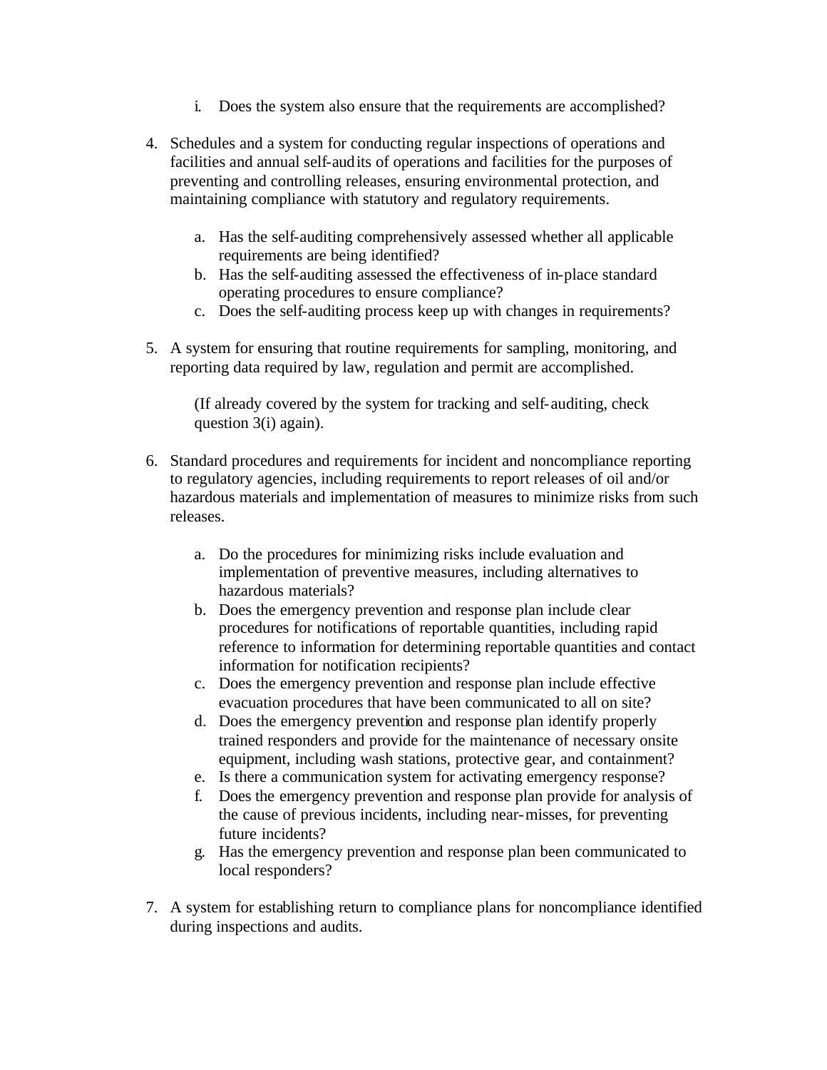i. Does the system also ensure that the requirements are accomplished?

4. Schedules and a system for conducting regular inspections of operations and facilities and annual self-audits of operations and facilities for the purposes of preventing and controlling releases, ensuring environmental protection, and maintaining compliance with statutory and regulatory requirements.

   a. Has the self-auditing comprehensively assessed whether all applicable requirements are being identified?
   b. Has the self-auditing assessed the effectiveness of in-place standard operating procedures to ensure compliance?
   c. Does the self-auditing process keep up with changes in requirements?

5. A system for ensuring that routine requirements for sampling, monitoring, and reporting data required by law, regulation and permit are accomplished.

   (If already covered by the system for tracking and self-auditing, check question 3(i) again).

6. Standard procedures and requirements for incident and noncompliance reporting to regulatory agencies, including requirements to report releases of oil and/or hazardous materials and implementation of measures to minimize risks from such releases.

   a. Do the procedures for minimizing risks include evaluation and implementation of preventive measures, including alternatives to hazardous materials?
   b. Does the emergency prevention and response plan include clear procedures for notifications of reportable quantities, including rapid reference to information for determining reportable quantities and contact information for notification recipients?
   c. Does the emergency prevention and response plan include effective evacuation procedures that have been communicated to all on site?
   d. Does the emergency prevention and response plan identify properly trained responders and provide for the maintenance of necessary onsite equipment, including wash stations, protective gear, and containment?
   e. Is there a communication system for activating emergency response?
   f. Does the emergency prevention and response plan provide for analysis of the cause of previous incidents, including near-misses, for preventing future incidents?
   g. Has the emergency prevention and response plan been communicated to local responders?

7. A system for establishing return to compliance plans for noncompliance identified during inspections and audits.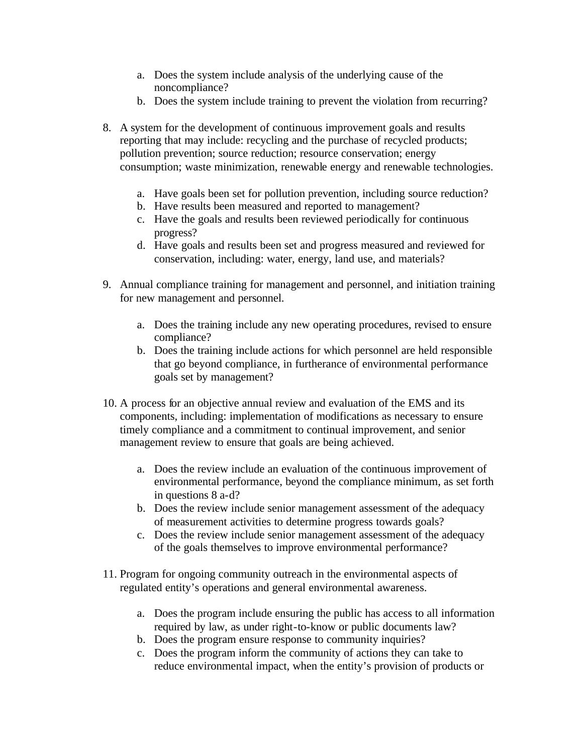a. Does the system include analysis of the underlying cause of the noncompliance?
   b. Does the system include training to prevent the violation from recurring?

8. A system for the development of continuous improvement goals and results reporting that may include: recycling and the purchase of recycled products; pollution prevention; source reduction; resource conservation; energy consumption; waste minimization, renewable energy and renewable technologies.

   a. Have goals been set for pollution prevention, including source reduction?
   b. Have results been measured and reported to management?
   c. Have the goals and results been reviewed periodically for continuous progress?
   d. Have goals and results been set and progress measured and reviewed for conservation, including: water, energy, land use, and materials?

9. Annual compliance training for management and personnel, and initiation training for new management and personnel.

   a. Does the training include any new operating procedures, revised to ensure compliance?
   b. Does the training include actions for which personnel are held responsible that go beyond compliance, in furtherance of environmental performance goals set by management?

10. A process for an objective annual review and evaluation of the EMS and its components, including: implementation of modifications as necessary to ensure timely compliance and a commitment to continual improvement, and senior management review to ensure that goals are being achieved.

    a. Does the review include an evaluation of the continuous improvement of environmental performance, beyond the compliance minimum, as set forth in questions 8 a-d?
    b. Does the review include senior management assessment of the adequacy of measurement activities to determine progress towards goals?
    c. Does the review include senior management assessment of the adequacy of the goals themselves to improve environmental performance?

11. Program for ongoing community outreach in the environmental aspects of regulated entity's operations and general environmental awareness.

    a. Does the program include ensuring the public has access to all information required by law, as under right-to-know or public documents law?
    b. Does the program ensure response to community inquiries?
    c. Does the program inform the community of actions they can take to reduce environmental impact, when the entity's provision of products or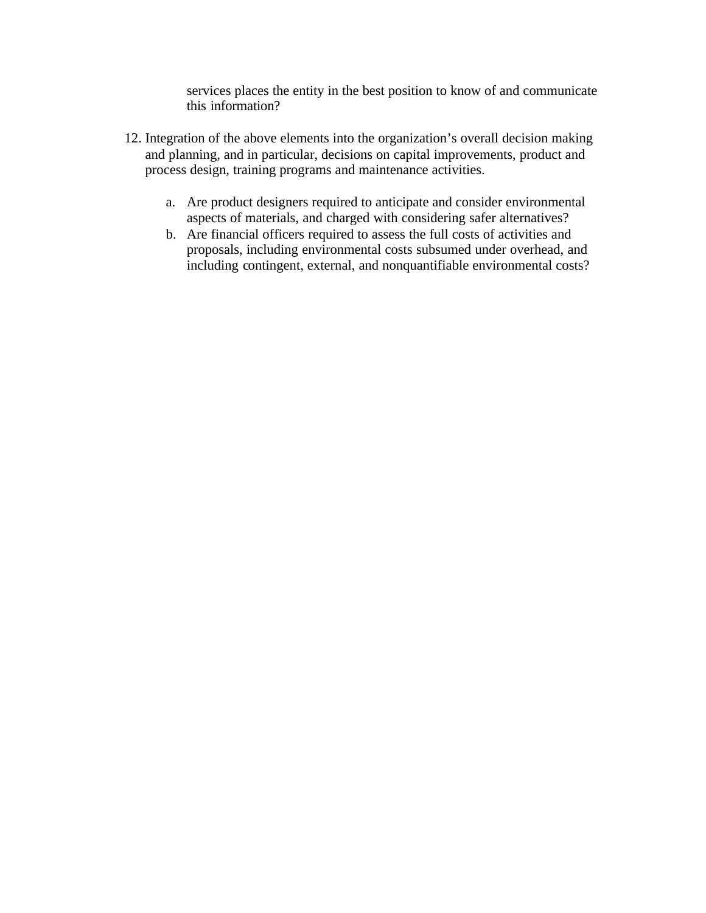services places the entity in the best position to know of and communicate this information?

12. Integration of the above elements into the organization’s overall decision making and planning, and in particular, decisions on capital improvements, product and process design, training programs and maintenance activities.

    a. Are product designers required to anticipate and consider environmental aspects of materials, and charged with considering safer alternatives?
    b. Are financial officers required to assess the full costs of activities and proposals, including environmental costs subsumed under overhead, and including contingent, external, and nonquantifiable environmental costs?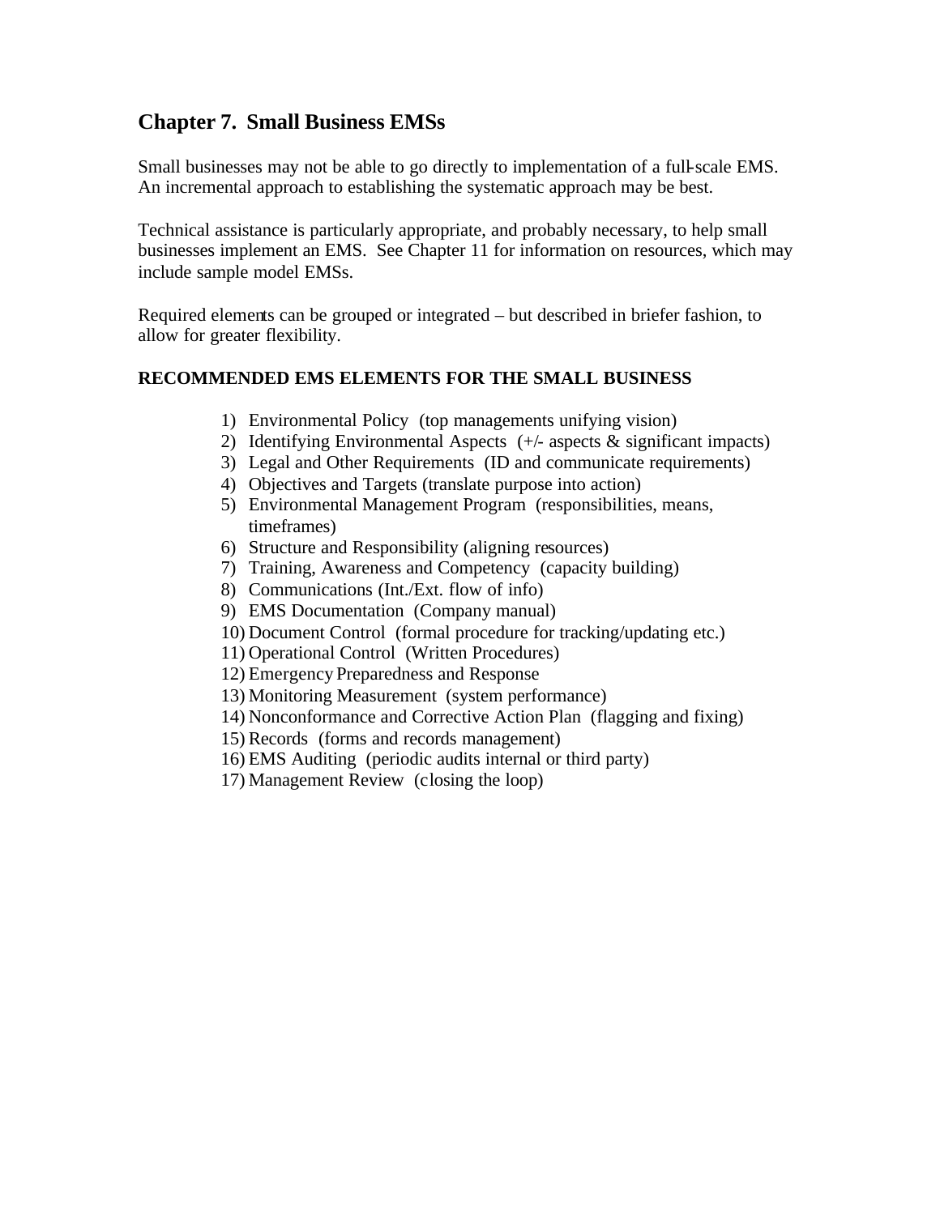## Chapter 7. Small Business EMSs

Small businesses may not be able to go directly to implementation of a full-scale EMS. An incremental approach to establishing the systematic approach may be best.

Technical assistance is particularly appropriate, and probably necessary, to help small businesses implement an EMS. See Chapter 11 for information on resources, which may include sample model EMSs.

Required elements can be grouped or integrated – but described in briefer fashion, to allow for greater flexibility.

**RECOMMENDED EMS ELEMENTS FOR THE SMALL BUSINESS**

1) Environmental Policy (top managements unifying vision)
2) Identifying Environmental Aspects (+/- aspects & significant impacts)
3) Legal and Other Requirements (ID and communicate requirements)
4) Objectives and Targets (translate purpose into action)
5) Environmental Management Program (responsibilities, means, timeframes)
6) Structure and Responsibility (aligning resources)
7) Training, Awareness and Competency (capacity building)
8) Communications (Int./Ext. flow of info)
9) EMS Documentation (Company manual)
10) Document Control (formal procedure for tracking/updating etc.)
11) Operational Control (Written Procedures)
12) Emergency Preparedness and Response
13) Monitoring Measurement (system performance)
14) Nonconformance and Corrective Action Plan (flagging and fixing)
15) Records (forms and records management)
16) EMS Auditing (periodic audits internal or third party)
17) Management Review (closing the loop)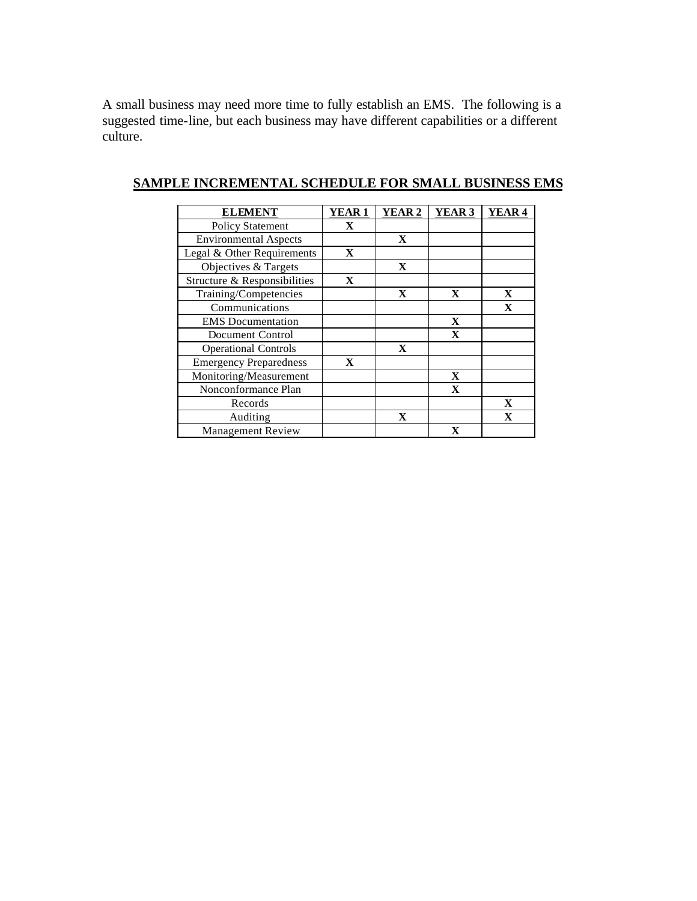A small business may need more time to fully establish an EMS. The following is a suggested time-line, but each business may have different capabilities or a different culture.

## SAMPLE INCREMENTAL SCHEDULE FOR SMALL BUSINESS EMS

| ELEMENT | YEAR 1 | YEAR 2 | YEAR 3 | YEAR 4 |
|---|---|---|---|---|
| Policy Statement | X | | | |
| Environmental Aspects | | X | | |
| Legal & Other Requirements | X | | | |
| Objectives & Targets | | X | | |
| Structure & Responsibilities | X | | | |
| Training/Competencies | | X | X | X |
| Communications | | | | X |
| EMS Documentation | | | X | |
| Document Control | | | X | |
| Operational Controls | | X | | |
| Emergency Preparedness | X | | | |
| Monitoring/Measurement | | | X | |
| Nonconformance Plan | | | X | |
| Records | | | | X |
| Auditing | | X | | X |
| Management Review | | | X | |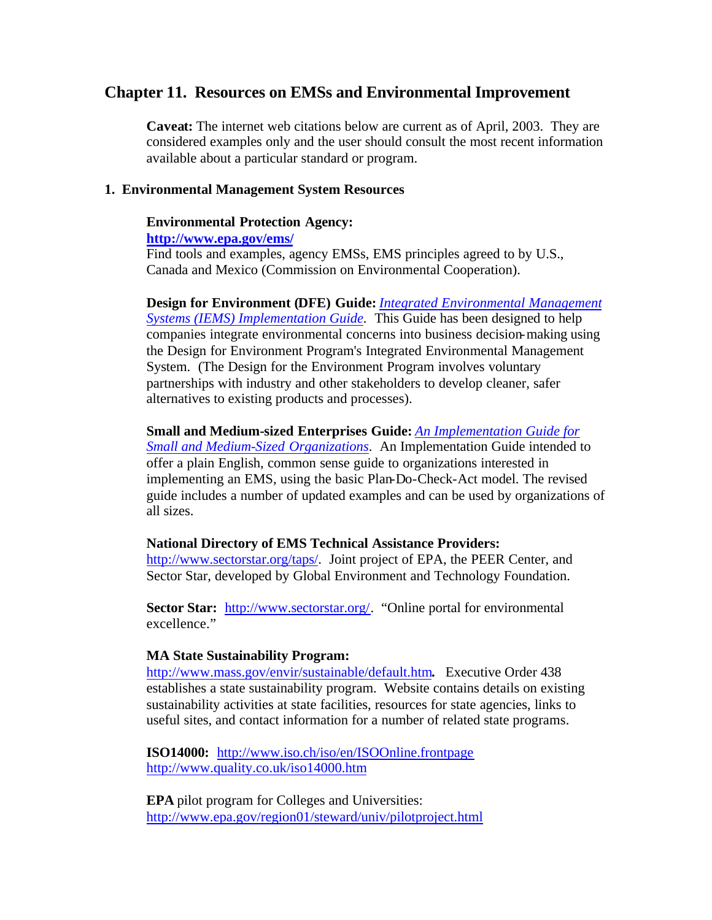# Chapter 11. Resources on EMSs and Environmental Improvement

**Caveat:** The internet web citations below are current as of April, 2003. They are considered examples only and the user should consult the most recent information available about a particular standard or program.

## 1. Environmental Management System Resources

**Environmental Protection Agency:**
**http://www.epa.gov/ems/**
Find tools and examples, agency EMSs, EMS principles agreed to by U.S., Canada and Mexico (Commission on Environmental Cooperation).

**Design for Environment (DFE) Guide:** *Integrated Environmental Management Systems (IEMS) Implementation Guide.* This Guide has been designed to help companies integrate environmental concerns into business decision-making using the Design for Environment Program's Integrated Environmental Management System. (The Design for the Environment Program involves voluntary partnerships with industry and other stakeholders to develop cleaner, safer alternatives to existing products and processes).

**Small and Medium-sized Enterprises Guide:** *An Implementation Guide for Small and Medium-Sized Organizations*. An Implementation Guide intended to offer a plain English, common sense guide to organizations interested in implementing an EMS, using the basic Plan-Do-Check-Act model. The revised guide includes a number of updated examples and can be used by organizations of all sizes.

**National Directory of EMS Technical Assistance Providers:**
http://www.sectorstar.org/taps/. Joint project of EPA, the PEER Center, and Sector Star, developed by Global Environment and Technology Foundation.

**Sector Star:** http://www.sectorstar.org/. "Online portal for environmental excellence."

**MA State Sustainability Program:**
http://www.mass.gov/envir/sustainable/default.htm**.** Executive Order 438 establishes a state sustainability program. Website contains details on existing sustainability activities at state facilities, resources for state agencies, links to useful sites, and contact information for a number of related state programs.

**ISO14000:** http://www.iso.ch/iso/en/ISOOnline.frontpage
http://www.quality.co.uk/iso14000.htm

**EPA** pilot program for Colleges and Universities:
http://www.epa.gov/region01/steward/univ/pilotproject.html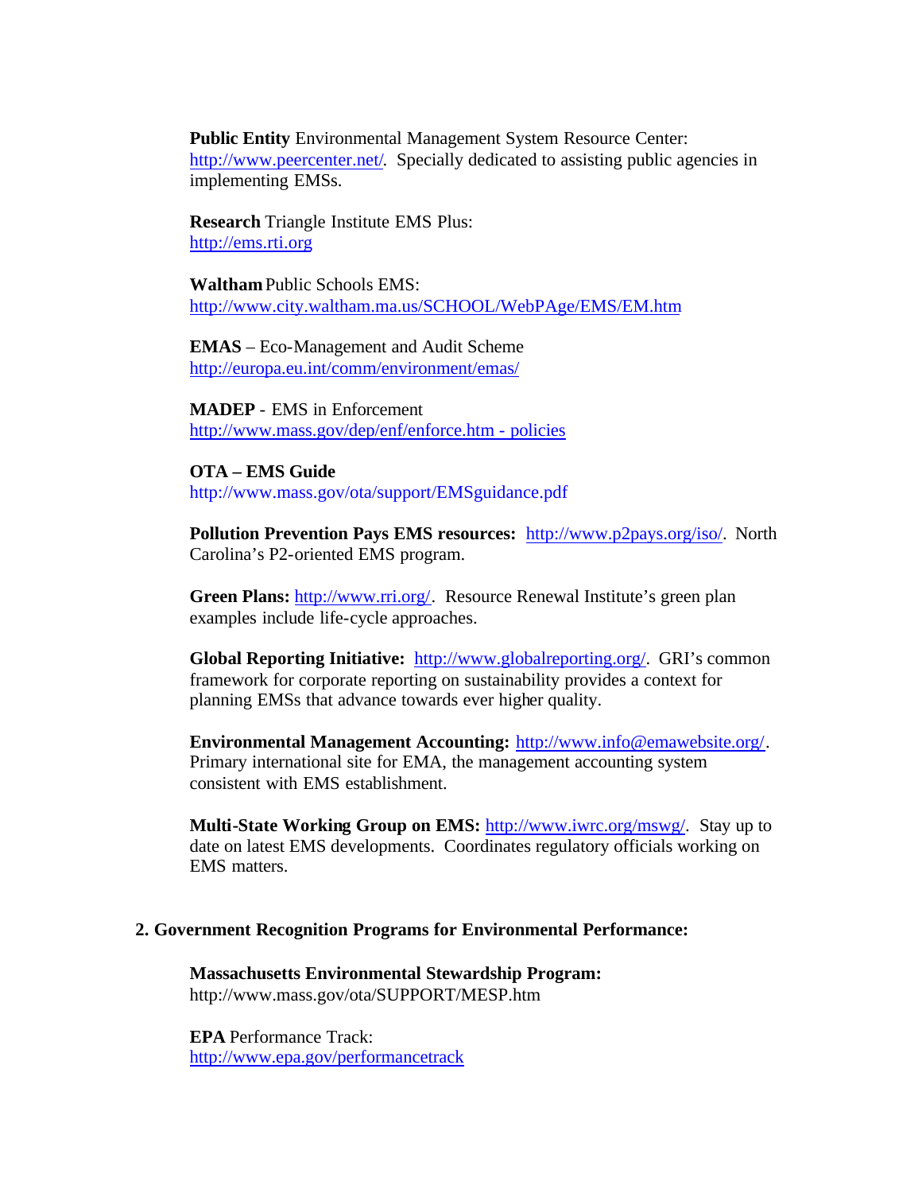**Public Entity** Environmental Management System Resource Center: http://www.peercenter.net/. Specially dedicated to assisting public agencies in implementing EMSs.

**Research** Triangle Institute EMS Plus: http://ems.rti.org

**Waltham** Public Schools EMS: http://www.city.waltham.ma.us/SCHOOL/WebPAge/EMS/EM.htm

**EMAS** – Eco-Management and Audit Scheme http://europa.eu.int/comm/environment/emas/

**MADEP** - EMS in Enforcement http://www.mass.gov/dep/enf/enforce.htm - policies

**OTA – EMS Guide** http://www.mass.gov/ota/support/EMSguidance.pdf

**Pollution Prevention Pays EMS resources:** http://www.p2pays.org/iso/. North Carolina's P2-oriented EMS program.

**Green Plans:** http://www.rri.org/. Resource Renewal Institute's green plan examples include life-cycle approaches.

**Global Reporting Initiative:** http://www.globalreporting.org/. GRI's common framework for corporate reporting on sustainability provides a context for planning EMSs that advance towards ever higher quality.

**Environmental Management Accounting:** http://www.info@emawebsite.org/. Primary international site for EMA, the management accounting system consistent with EMS establishment.

**Multi-State Working Group on EMS:** http://www.iwrc.org/mswg/. Stay up to date on latest EMS developments. Coordinates regulatory officials working on EMS matters.

## 2. Government Recognition Programs for Environmental Performance:

**Massachusetts Environmental Stewardship Program:** http://www.mass.gov/ota/SUPPORT/MESP.htm

**EPA** Performance Track: http://www.epa.gov/performancetrack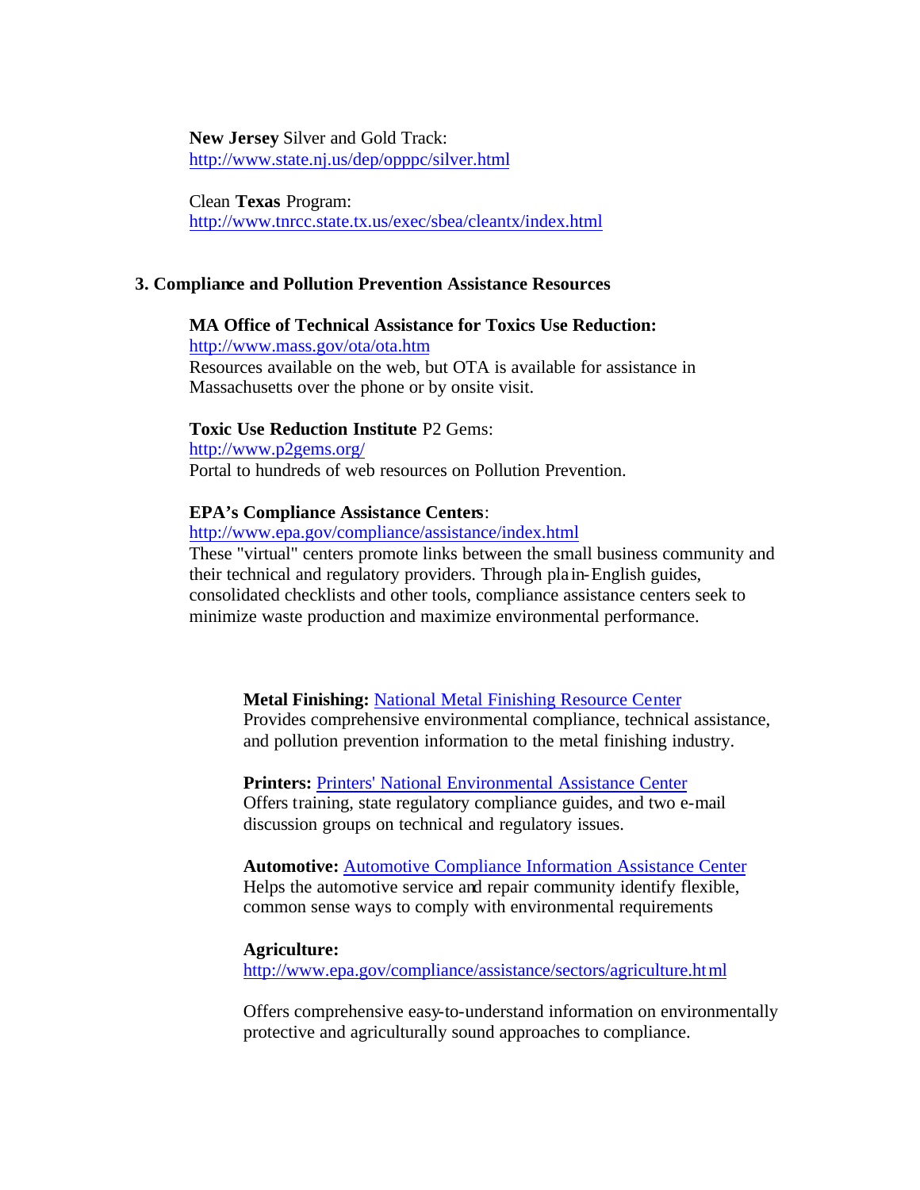**New Jersey** Silver and Gold Track:
http://www.state.nj.us/dep/opppc/silver.html

Clean **Texas** Program:
http://www.tnrcc.state.tx.us/exec/sbea/cleantx/index.html

### 3. Compliance and Pollution Prevention Assistance Resources

**MA Office of Technical Assistance for Toxics Use Reduction:**
http://www.mass.gov/ota/ota.htm
Resources available on the web, but OTA is available for assistance in Massachusetts over the phone or by onsite visit.

**Toxic Use Reduction Institute** P2 Gems:
http://www.p2gems.org/
Portal to hundreds of web resources on Pollution Prevention.

**EPA's Compliance Assistance Centers**:
http://www.epa.gov/compliance/assistance/index.html
These "virtual" centers promote links between the small business community and their technical and regulatory providers. Through plain-English guides, consolidated checklists and other tools, compliance assistance centers seek to minimize waste production and maximize environmental performance.

**Metal Finishing:** National Metal Finishing Resource Center
Provides comprehensive environmental compliance, technical assistance, and pollution prevention information to the metal finishing industry.

**Printers:** Printers' National Environmental Assistance Center
Offers training, state regulatory compliance guides, and two e-mail discussion groups on technical and regulatory issues.

**Automotive:** Automotive Compliance Information Assistance Center
Helps the automotive service and repair community identify flexible, common sense ways to comply with environmental requirements

**Agriculture:**
http://www.epa.gov/compliance/assistance/sectors/agriculture.html

Offers comprehensive easy-to-understand information on environmentally protective and agriculturally sound approaches to compliance.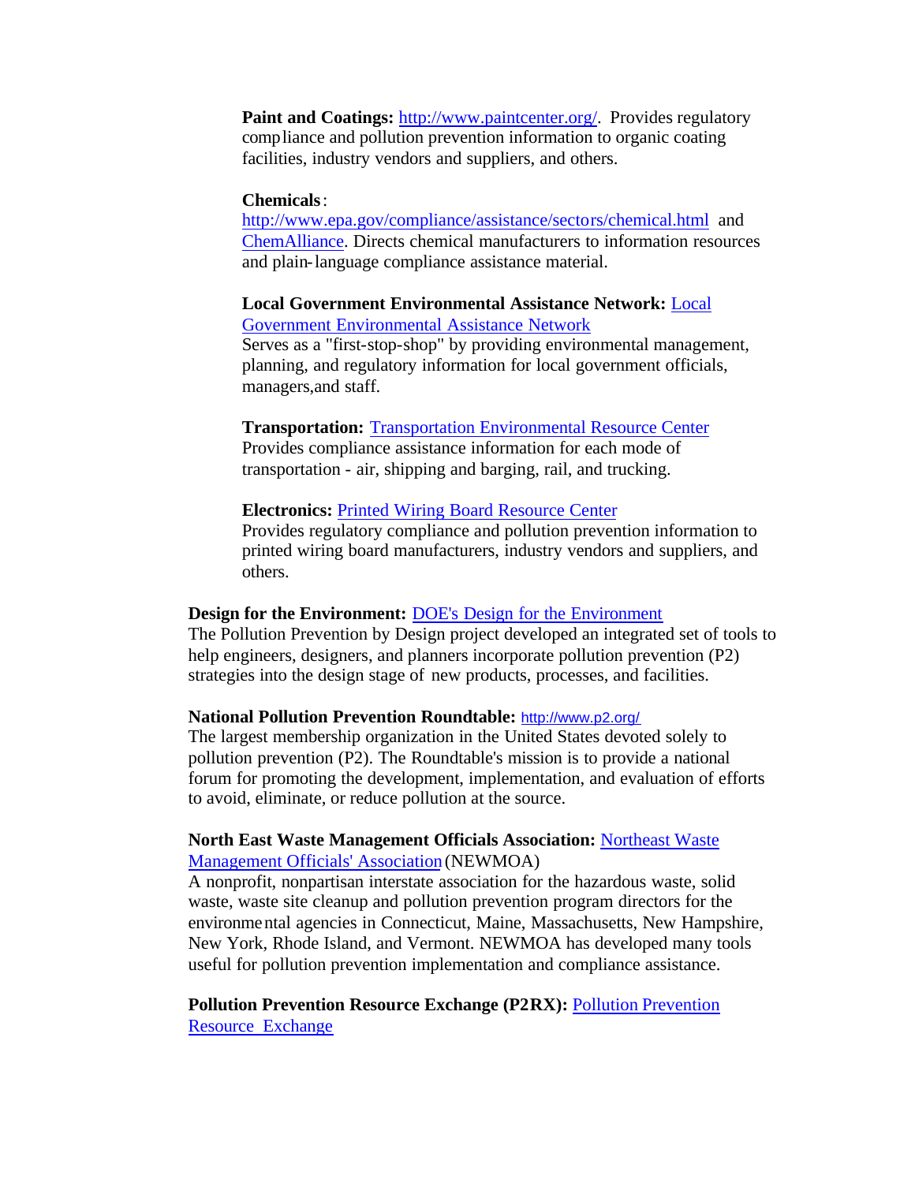**Paint and Coatings:** http://www.paintcenter.org/. Provides regulatory compliance and pollution prevention information to organic coating facilities, industry vendors and suppliers, and others.

**Chemicals**:
http://www.epa.gov/compliance/assistance/sectors/chemical.html and ChemAlliance. Directs chemical manufacturers to information resources and plain-language compliance assistance material.

**Local Government Environmental Assistance Network:** Local Government Environmental Assistance Network
Serves as a "first-stop-shop" by providing environmental management, planning, and regulatory information for local government officials, managers,and staff.

**Transportation:** Transportation Environmental Resource Center
Provides compliance assistance information for each mode of transportation - air, shipping and barging, rail, and trucking.

**Electronics:** Printed Wiring Board Resource Center
Provides regulatory compliance and pollution prevention information to printed wiring board manufacturers, industry vendors and suppliers, and others.

**Design for the Environment:** DOE's Design for the Environment
The Pollution Prevention by Design project developed an integrated set of tools to help engineers, designers, and planners incorporate pollution prevention (P2) strategies into the design stage of new products, processes, and facilities.

**National Pollution Prevention Roundtable:** http://www.p2.org/
The largest membership organization in the United States devoted solely to pollution prevention (P2). The Roundtable's mission is to provide a national forum for promoting the development, implementation, and evaluation of efforts to avoid, eliminate, or reduce pollution at the source.

**North East Waste Management Officials Association:** Northeast Waste Management Officials' Association (NEWMOA)
A nonprofit, nonpartisan interstate association for the hazardous waste, solid waste, waste site cleanup and pollution prevention program directors for the environmental agencies in Connecticut, Maine, Massachusetts, New Hampshire, New York, Rhode Island, and Vermont. NEWMOA has developed many tools useful for pollution prevention implementation and compliance assistance.

**Pollution Prevention Resource Exchange (P2RX):** Pollution Prevention Resource Exchange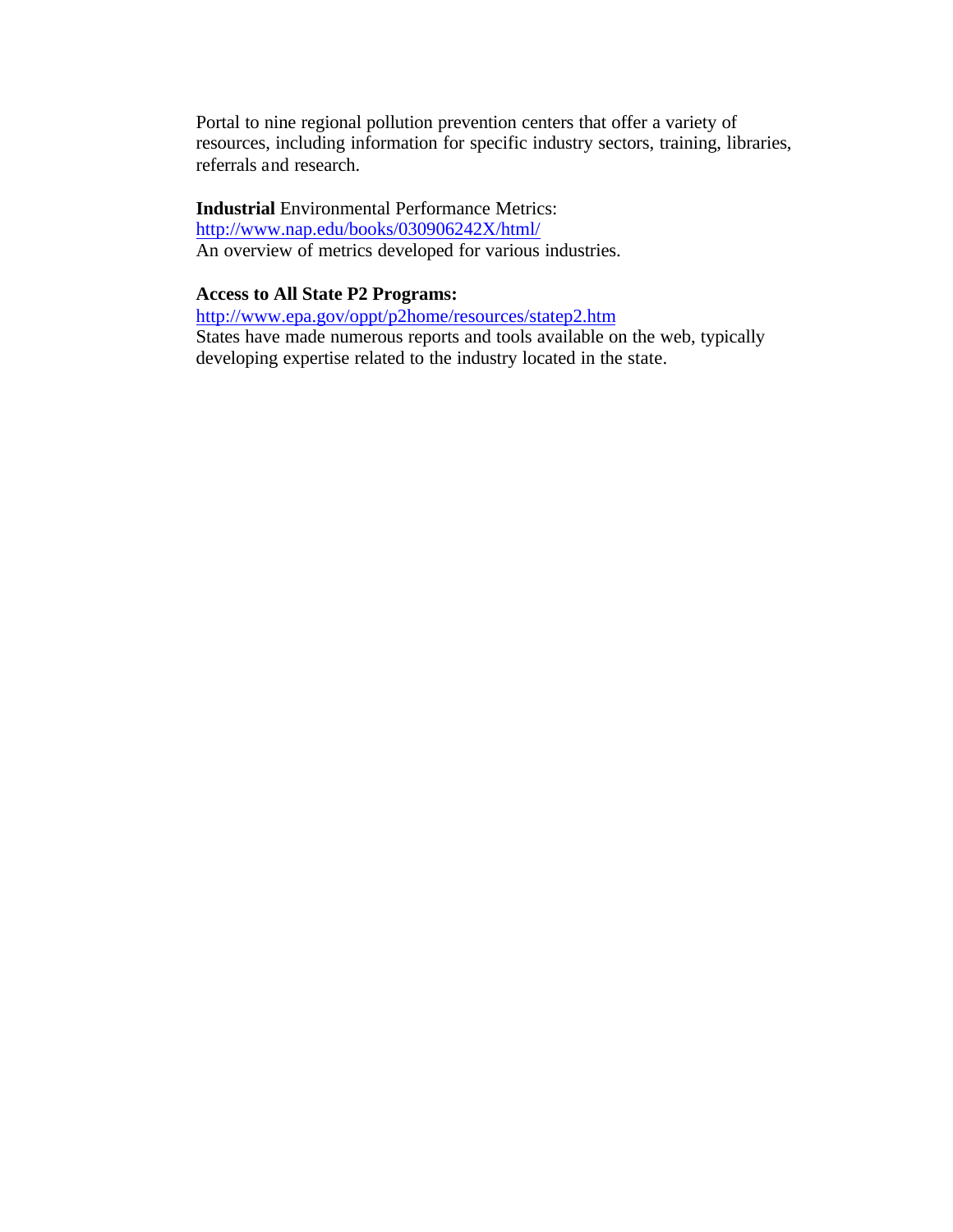Portal to nine regional pollution prevention centers that offer a variety of resources, including information for specific industry sectors, training, libraries, referrals and research.

**Industrial** Environmental Performance Metrics:
http://www.nap.edu/books/030906242X/html/
An overview of metrics developed for various industries.

**Access to All State P2 Programs:**
http://www.epa.gov/oppt/p2home/resources/statep2.htm
States have made numerous reports and tools available on the web, typically developing expertise related to the industry located in the state.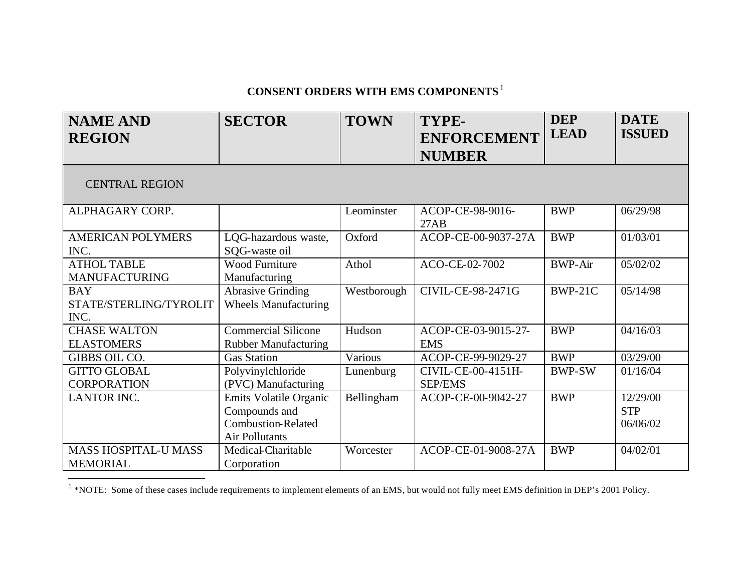## CONSENT ORDERS WITH EMS COMPONENTS[1]

| NAME AND REGION | SECTOR | TOWN | TYPE-ENFORCEMENT NUMBER | DEP LEAD | DATE ISSUED |
|---|---|---|---|---|---|
| CENTRAL REGION | | | | | |
| ALPHAGARY CORP. | | Leominster | ACOP-CE-98-9016-27AB | BWP | 06/29/98 |
| AMERICAN POLYMERS INC. | LQG-hazardous waste, SQG-waste oil | Oxford | ACOP-CE-00-9037-27A | BWP | 01/03/01 |
| ATHOL TABLE MANUFACTURING | Wood Furniture Manufacturing | Athol | ACO-CE-02-7002 | BWP-Air | 05/02/02 |
| BAY STATE/STERLING/TYROLIT INC. | Abrasive Grinding Wheels Manufacturing | Westborough | CIVIL-CE-98-2471G | BWP-21C | 05/14/98 |
| CHASE WALTON ELASTOMERS | Commercial Silicone Rubber Manufacturing | Hudson | ACOP-CE-03-9015-27-EMS | BWP | 04/16/03 |
| GIBBS OIL CO. | Gas Station | Various | ACOP-CE-99-9029-27 | BWP | 03/29/00 |
| GITTO GLOBAL CORPORATION | Polyvinylchloride (PVC) Manufacturing | Lunenburg | CIVIL-CE-00-4151H-SEP/EMS | BWP-SW | 01/16/04 |
| LANTOR INC. | Emits Volatile Organic Compounds and Combustion-Related Air Pollutants | Bellingham | ACOP-CE-00-9042-27 | BWP | 12/29/00 STP 06/06/02 |
| MASS HOSPITAL-U MASS MEMORIAL | Medical-Charitable Corporation | Worcester | ACOP-CE-01-9008-27A | BWP | 04/02/01 |

[1] *NOTE: Some of these cases include requirements to implement elements of an EMS, but would not fully meet EMS definition in DEP's 2001 Policy.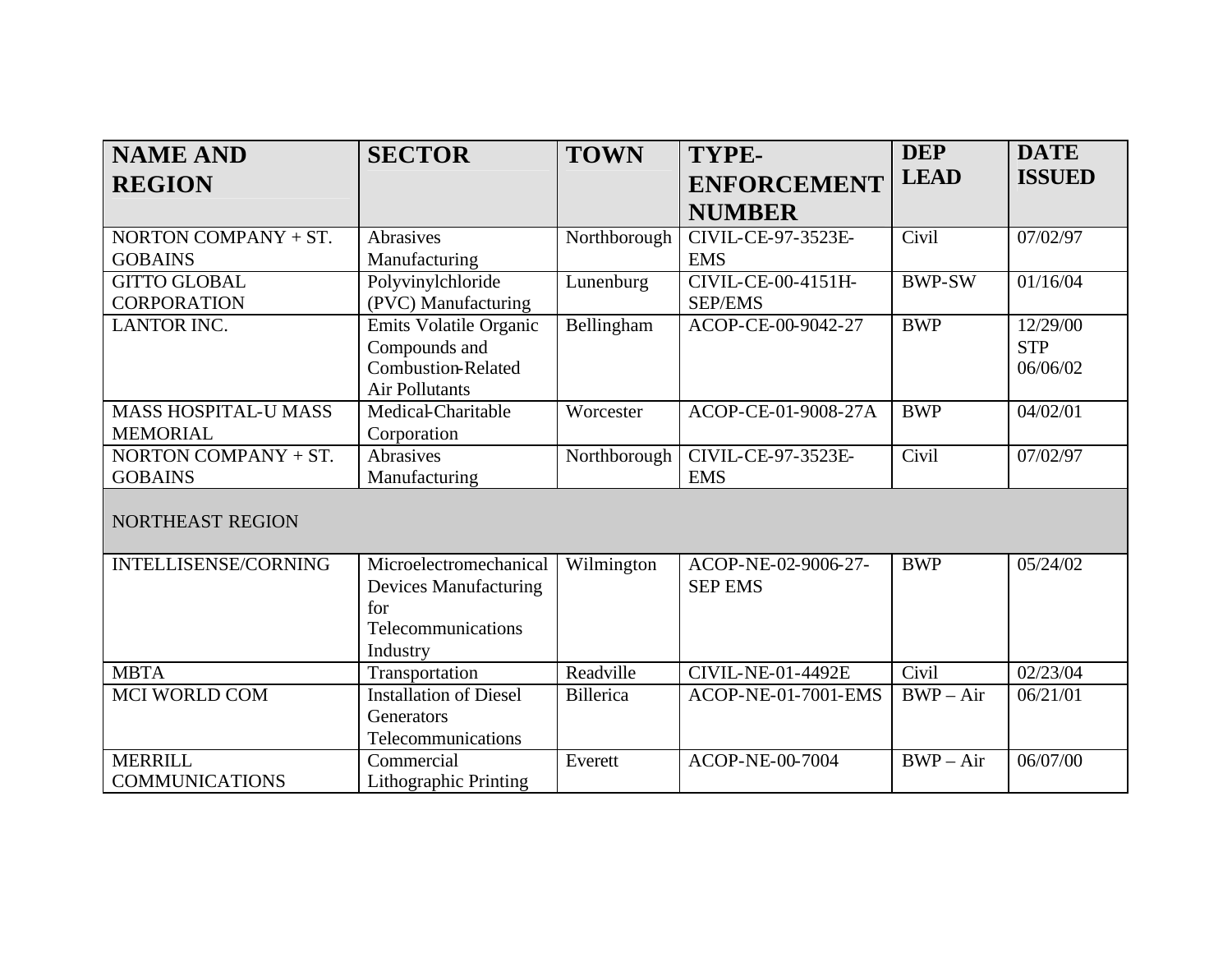| NAME AND REGION | SECTOR | TOWN | TYPE-ENFORCEMENT NUMBER | DEP LEAD | DATE ISSUED |
|---|---|---|---|---|---|
| NORTON COMPANY + ST. GOBAINS | Abrasives Manufacturing | Northborough | CIVIL-CE-97-3523E-EMS | Civil | 07/02/97 |
| GITTO GLOBAL CORPORATION | Polyvinylchloride (PVC) Manufacturing | Lunenburg | CIVIL-CE-00-4151H-SEP/EMS | BWP-SW | 01/16/04 |
| LANTOR INC. | Emits Volatile Organic Compounds and Combustion-Related Air Pollutants | Bellingham | ACOP-CE-00-9042-27 | BWP | 12/29/00 STP 06/06/02 |
| MASS HOSPITAL-U MASS MEMORIAL | Medical-Charitable Corporation | Worcester | ACOP-CE-01-9008-27A | BWP | 04/02/01 |
| NORTON COMPANY + ST. GOBAINS | Abrasives Manufacturing | Northborough | CIVIL-CE-97-3523E-EMS | Civil | 07/02/97 |
| NORTHEAST REGION | | | | | |
| INTELLISENSE/CORNING | Microelectromechanical Devices Manufacturing for Telecommunications Industry | Wilmington | ACOP-NE-02-9006-27-SEP EMS | BWP | 05/24/02 |
| MBTA | Transportation | Readville | CIVIL-NE-01-4492E | Civil | 02/23/04 |
| MCI WORLD COM | Installation of Diesel Generators Telecommunications | Billerica | ACOP-NE-01-7001-EMS | BWP – Air | 06/21/01 |
| MERRILL COMMUNICATIONS | Commercial Lithographic Printing | Everett | ACOP-NE-00-7004 | BWP – Air | 06/07/00 |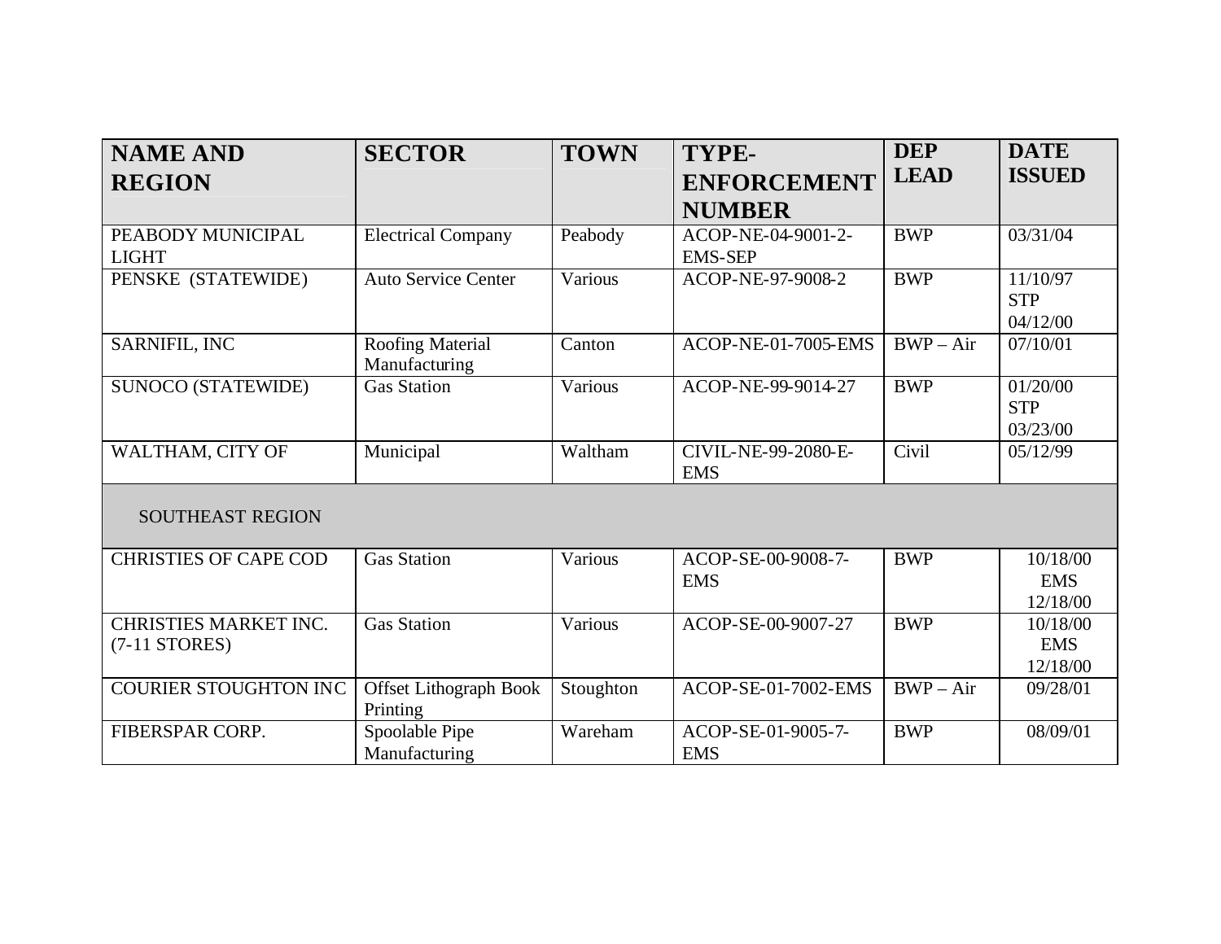| NAME AND REGION | SECTOR | TOWN | TYPE-ENFORCEMENT NUMBER | DEP LEAD | DATE ISSUED |
|---|---|---|---|---|---|
| PEABODY MUNICIPAL LIGHT | Electrical Company | Peabody | ACOP-NE-04-9001-2-EMS-SEP | BWP | 03/31/04 |
| PENSKE (STATEWIDE) | Auto Service Center | Various | ACOP-NE-97-9008-2 | BWP | 11/10/97 STP 04/12/00 |
| SARNIFIL, INC | Roofing Material Manufacturing | Canton | ACOP-NE-01-7005-EMS | BWP – Air | 07/10/01 |
| SUNOCO (STATEWIDE) | Gas Station | Various | ACOP-NE-99-9014-27 | BWP | 01/20/00 STP 03/23/00 |
| WALTHAM, CITY OF | Municipal | Waltham | CIVIL-NE-99-2080-E-EMS | Civil | 05/12/99 |
| SOUTHEAST REGION | | | | | |
| CHRISTIES OF CAPE COD | Gas Station | Various | ACOP-SE-00-9008-7-EMS | BWP | 10/18/00 EMS 12/18/00 |
| CHRISTIES MARKET INC. (7-11 STORES) | Gas Station | Various | ACOP-SE-00-9007-27 | BWP | 10/18/00 EMS 12/18/00 |
| COURIER STOUGHTON INC | Offset Lithograph Book Printing | Stoughton | ACOP-SE-01-7002-EMS | BWP – Air | 09/28/01 |
| FIBERSPAR CORP. | Spoolable Pipe Manufacturing | Wareham | ACOP-SE-01-9005-7-EMS | BWP | 08/09/01 |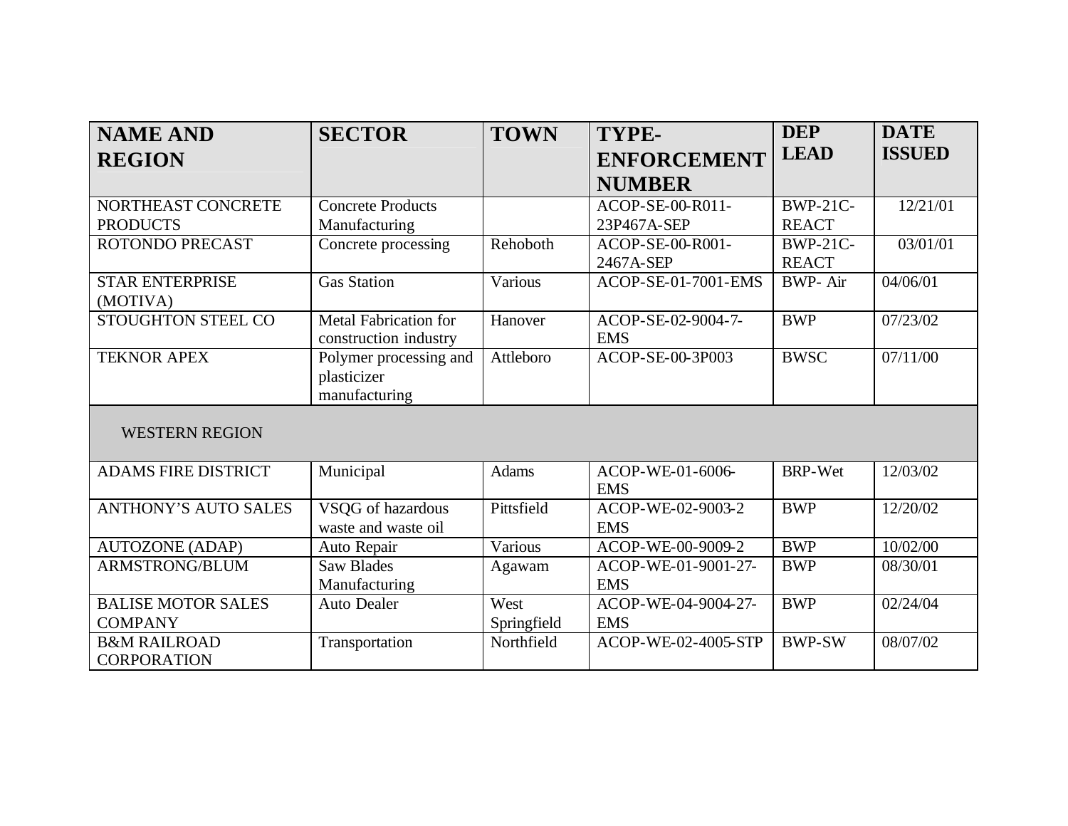| NAME AND REGION | SECTOR | TOWN | TYPE-ENFORCEMENT NUMBER | DEP LEAD | DATE ISSUED |
| --- | --- | --- | --- | --- | --- |
| NORTHEAST CONCRETE PRODUCTS | Concrete Products Manufacturing | | ACOP-SE-00-R011-23P467A-SEP | BWP-21C-REACT | 12/21/01 |
| ROTONDO PRECAST | Concrete processing | Rehoboth | ACOP-SE-00-R001-2467A-SEP | BWP-21C-REACT | 03/01/01 |
| STAR ENTERPRISE (MOTIVA) | Gas Station | Various | ACOP-SE-01-7001-EMS | BWP- Air | 04/06/01 |
| STOUGHTON STEEL CO | Metal Fabrication for construction industry | Hanover | ACOP-SE-02-9004-7-EMS | BWP | 07/23/02 |
| TEKNOR APEX | Polymer processing and plasticizer manufacturing | Attleboro | ACOP-SE-00-3P003 | BWSC | 07/11/00 |
| WESTERN REGION | | | | | |
| ADAMS FIRE DISTRICT | Municipal | Adams | ACOP-WE-01-6006-EMS | BRP-Wet | 12/03/02 |
| ANTHONY'S AUTO SALES | VSQG of hazardous waste and waste oil | Pittsfield | ACOP-WE-02-9003-2 EMS | BWP | 12/20/02 |
| AUTOZONE (ADAP) | Auto Repair | Various | ACOP-WE-00-9009-2 | BWP | 10/02/00 |
| ARMSTRONG/BLUM | Saw Blades Manufacturing | Agawam | ACOP-WE-01-9001-27-EMS | BWP | 08/30/01 |
| BALISE MOTOR SALES COMPANY | Auto Dealer | West Springfield | ACOP-WE-04-9004-27-EMS | BWP | 02/24/04 |
| B&M RAILROAD CORPORATION | Transportation | Northfield | ACOP-WE-02-4005-STP | BWP-SW | 08/07/02 |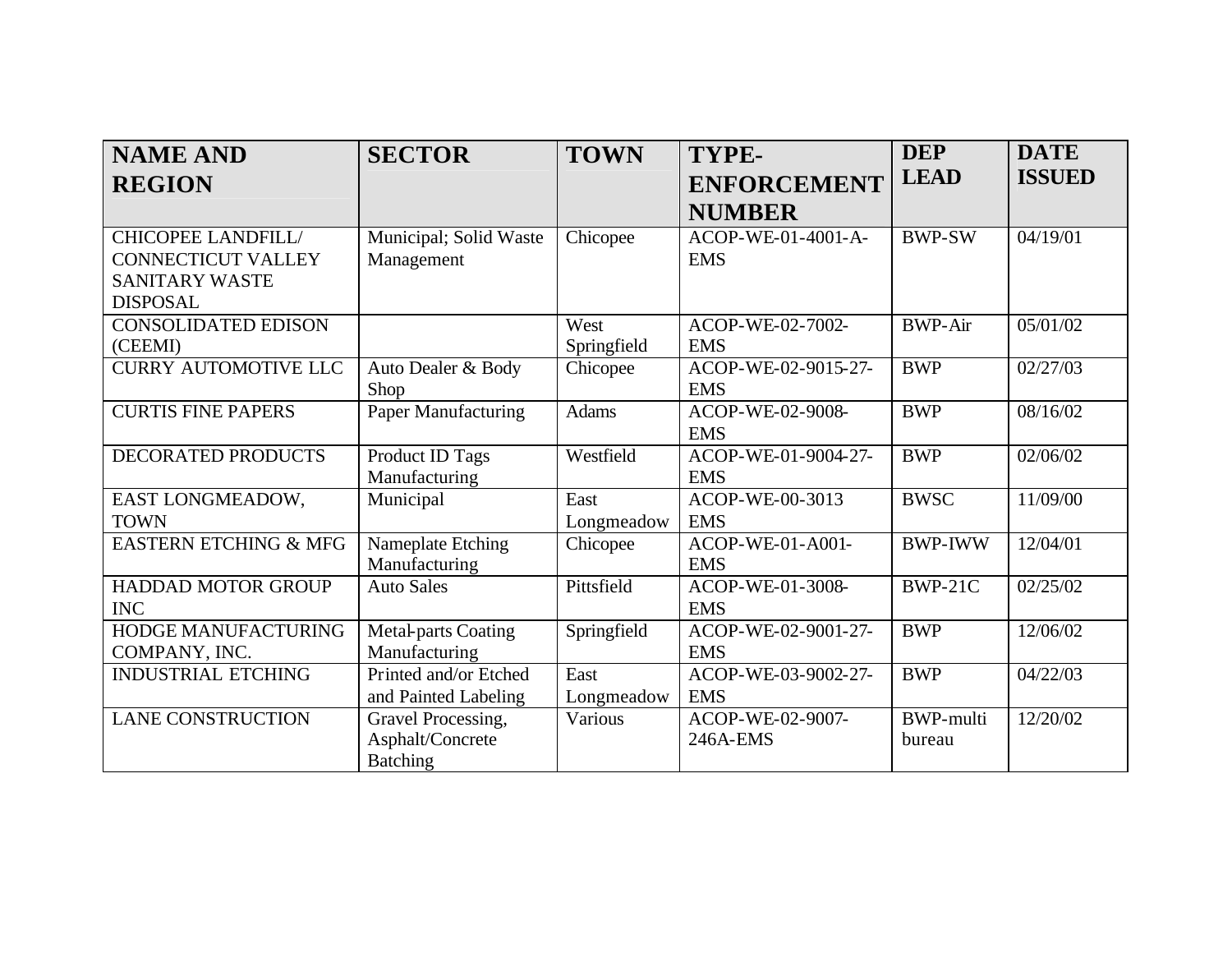| NAME AND REGION | SECTOR | TOWN | TYPE-ENFORCEMENT NUMBER | DEP LEAD | DATE ISSUED |
|---|---|---|---|---|---|
| CHICOPEE LANDFILL/ CONNECTICUT VALLEY SANITARY WASTE DISPOSAL | Municipal; Solid Waste Management | Chicopee | ACOP-WE-01-4001-A-EMS | BWP-SW | 04/19/01 |
| CONSOLIDATED EDISON (CEEMI) | | West Springfield | ACOP-WE-02-7002-EMS | BWP-Air | 05/01/02 |
| CURRY AUTOMOTIVE LLC | Auto Dealer & Body Shop | Chicopee | ACOP-WE-02-9015-27-EMS | BWP | 02/27/03 |
| CURTIS FINE PAPERS | Paper Manufacturing | Adams | ACOP-WE-02-9008-EMS | BWP | 08/16/02 |
| DECORATED PRODUCTS | Product ID Tags Manufacturing | Westfield | ACOP-WE-01-9004-27-EMS | BWP | 02/06/02 |
| EAST LONGMEADOW, TOWN | Municipal | East Longmeadow | ACOP-WE-00-3013 EMS | BWSC | 11/09/00 |
| EASTERN ETCHING & MFG | Nameplate Etching Manufacturing | Chicopee | ACOP-WE-01-A001-EMS | BWP-IWW | 12/04/01 |
| HADDAD MOTOR GROUP INC | Auto Sales | Pittsfield | ACOP-WE-01-3008-EMS | BWP-21C | 02/25/02 |
| HODGE MANUFACTURING COMPANY, INC. | Metal-parts Coating Manufacturing | Springfield | ACOP-WE-02-9001-27-EMS | BWP | 12/06/02 |
| INDUSTRIAL ETCHING | Printed and/or Etched and Painted Labeling | East Longmeadow | ACOP-WE-03-9002-27-EMS | BWP | 04/22/03 |
| LANE CONSTRUCTION | Gravel Processing, Asphalt/Concrete Batching | Various | ACOP-WE-02-9007-246A-EMS | BWP-multi bureau | 12/20/02 |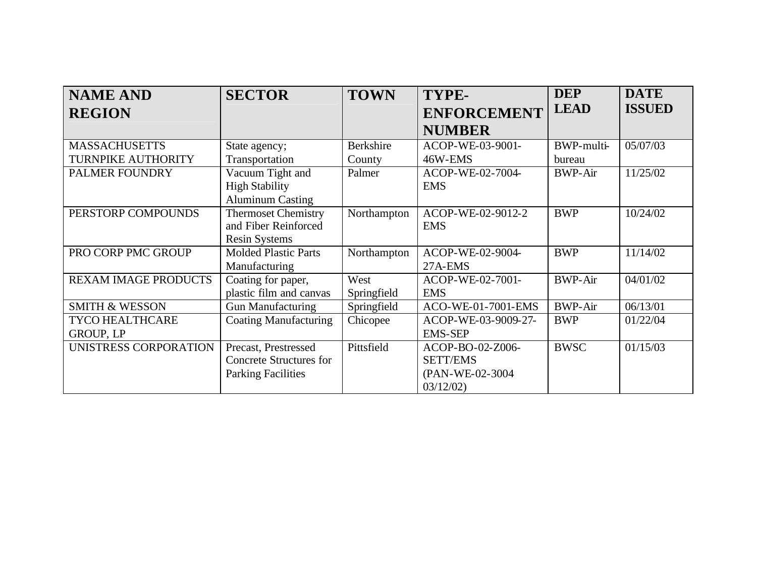| NAME AND REGION | SECTOR | TOWN | TYPE-ENFORCEMENT NUMBER | DEP LEAD | DATE ISSUED |
|---|---|---|---|---|---|
| MASSACHUSETTS TURNPIKE AUTHORITY | State agency; Transportation | Berkshire County | ACOP-WE-03-9001-46W-EMS | BWP-multi-bureau | 05/07/03 |
| PALMER FOUNDRY | Vacuum Tight and High Stability Aluminum Casting | Palmer | ACOP-WE-02-7004-EMS | BWP-Air | 11/25/02 |
| PERSTORP COMPOUNDS | Thermoset Chemistry and Fiber Reinforced Resin Systems | Northampton | ACOP-WE-02-9012-2 EMS | BWP | 10/24/02 |
| PRO CORP PMC GROUP | Molded Plastic Parts Manufacturing | Northampton | ACOP-WE-02-9004-27A-EMS | BWP | 11/14/02 |
| REXAM IMAGE PRODUCTS | Coating for paper, plastic film and canvas | West Springfield | ACOP-WE-02-7001-EMS | BWP-Air | 04/01/02 |
| SMITH & WESSON | Gun Manufacturing | Springfield | ACO-WE-01-7001-EMS | BWP-Air | 06/13/01 |
| TYCO HEALTHCARE GROUP, LP | Coating Manufacturing | Chicopee | ACOP-WE-03-9009-27-EMS-SEP | BWP | 01/22/04 |
| UNISTRESS CORPORATION | Precast, Prestressed Concrete Structures for Parking Facilities | Pittsfield | ACOP-BO-02-Z006-SETT/EMS (PAN-WE-02-3004 03/12/02) | BWSC | 01/15/03 |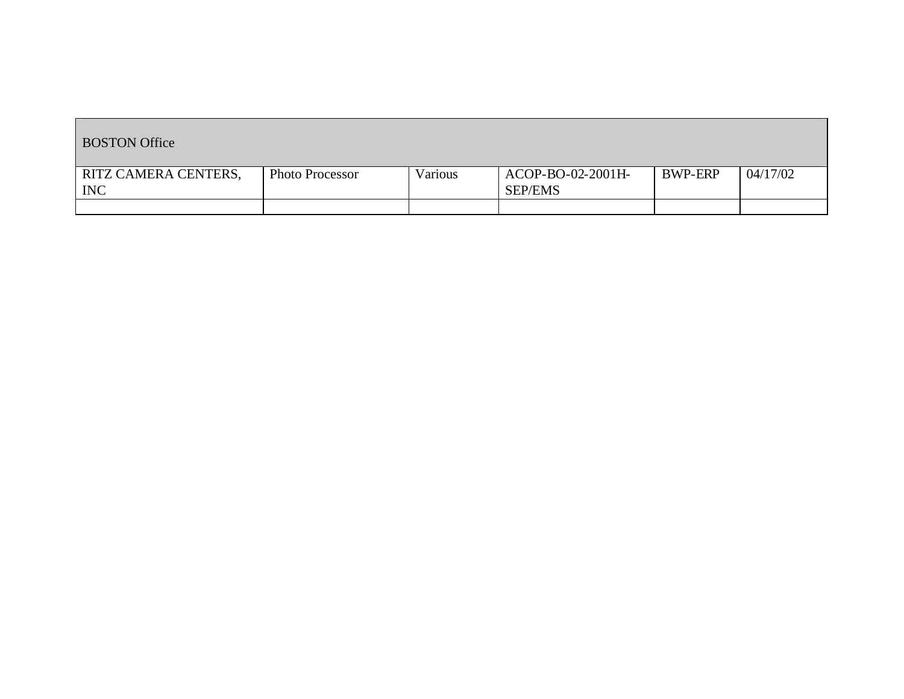| BOSTON Office | | | | | |
|---|---|---|---|---|---|
| RITZ CAMERA CENTERS, INC | Photo Processor | Various | ACOP-BO-02-2001H-SEP/EMS | BWP-ERP | 04/17/02 |
| | | | | | |